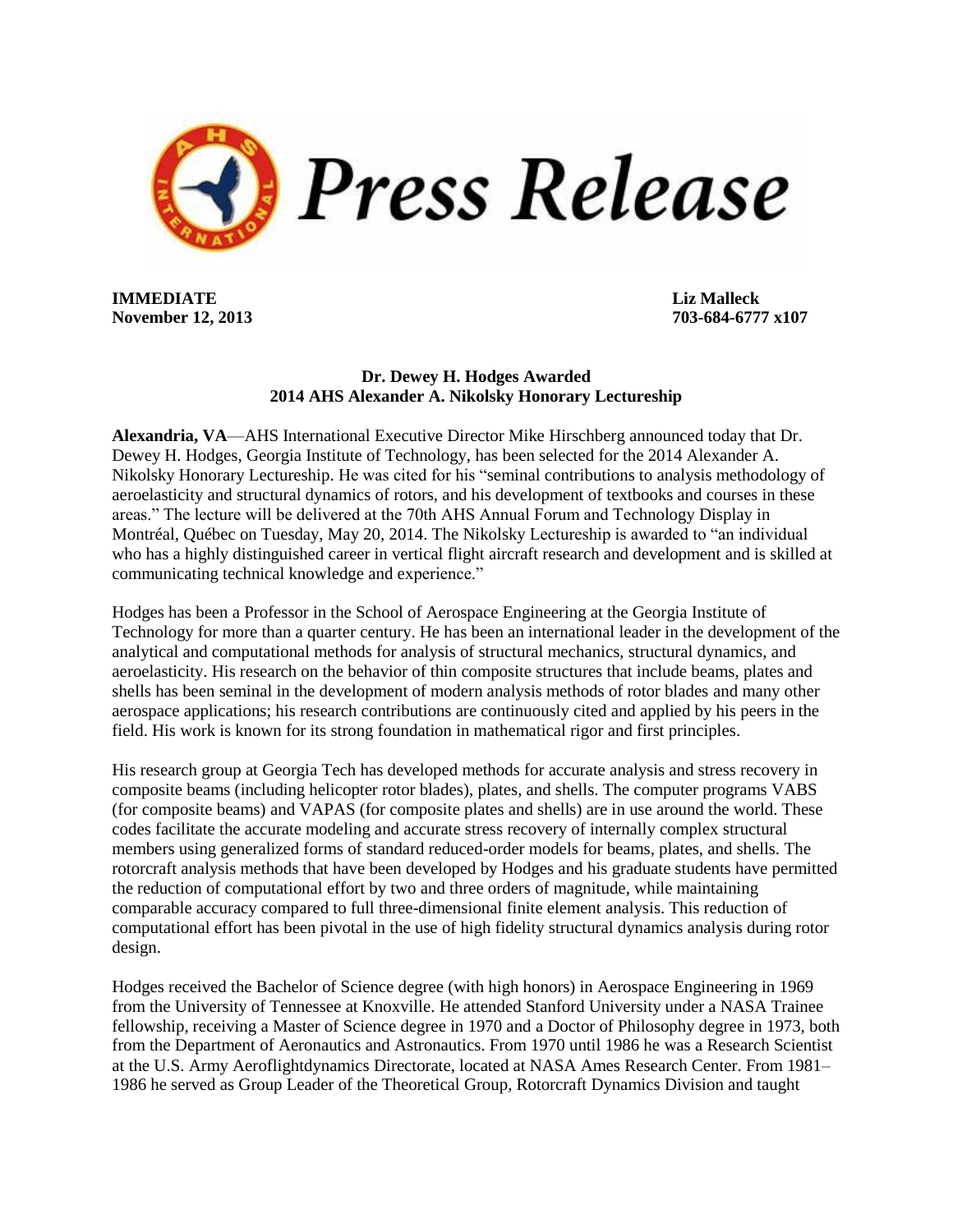# Press Release

**IMMEDIATE**
**November 12, 2013**

**Liz Malleck**
**703-684-6777 x107**

**Dr. Dewey H. Hodges Awarded**
**2014 AHS Alexander A. Nikolsky Honorary Lectureship**

**Alexandria, VA**—AHS International Executive Director Mike Hirschberg announced today that Dr. Dewey H. Hodges, Georgia Institute of Technology, has been selected for the 2014 Alexander A. Nikolsky Honorary Lectureship. He was cited for his "seminal contributions to analysis methodology of aeroelasticity and structural dynamics of rotors, and his development of textbooks and courses in these areas." The lecture will be delivered at the 70th AHS Annual Forum and Technology Display in Montréal, Québec on Tuesday, May 20, 2014. The Nikolsky Lectureship is awarded to "an individual who has a highly distinguished career in vertical flight aircraft research and development and is skilled at communicating technical knowledge and experience."

Hodges has been a Professor in the School of Aerospace Engineering at the Georgia Institute of Technology for more than a quarter century. He has been an international leader in the development of the analytical and computational methods for analysis of structural mechanics, structural dynamics, and aeroelasticity. His research on the behavior of thin composite structures that include beams, plates and shells has been seminal in the development of modern analysis methods of rotor blades and many other aerospace applications; his research contributions are continuously cited and applied by his peers in the field. His work is known for its strong foundation in mathematical rigor and first principles.

His research group at Georgia Tech has developed methods for accurate analysis and stress recovery in composite beams (including helicopter rotor blades), plates, and shells. The computer programs VABS (for composite beams) and VAPAS (for composite plates and shells) are in use around the world. These codes facilitate the accurate modeling and accurate stress recovery of internally complex structural members using generalized forms of standard reduced-order models for beams, plates, and shells. The rotorcraft analysis methods that have been developed by Hodges and his graduate students have permitted the reduction of computational effort by two and three orders of magnitude, while maintaining comparable accuracy compared to full three-dimensional finite element analysis. This reduction of computational effort has been pivotal in the use of high fidelity structural dynamics analysis during rotor design.

Hodges received the Bachelor of Science degree (with high honors) in Aerospace Engineering in 1969 from the University of Tennessee at Knoxville. He attended Stanford University under a NASA Trainee fellowship, receiving a Master of Science degree in 1970 and a Doctor of Philosophy degree in 1973, both from the Department of Aeronautics and Astronautics. From 1970 until 1986 he was a Research Scientist at the U.S. Army Aeroflightdynamics Directorate, located at NASA Ames Research Center. From 1981–1986 he served as Group Leader of the Theoretical Group, Rotorcraft Dynamics Division and taught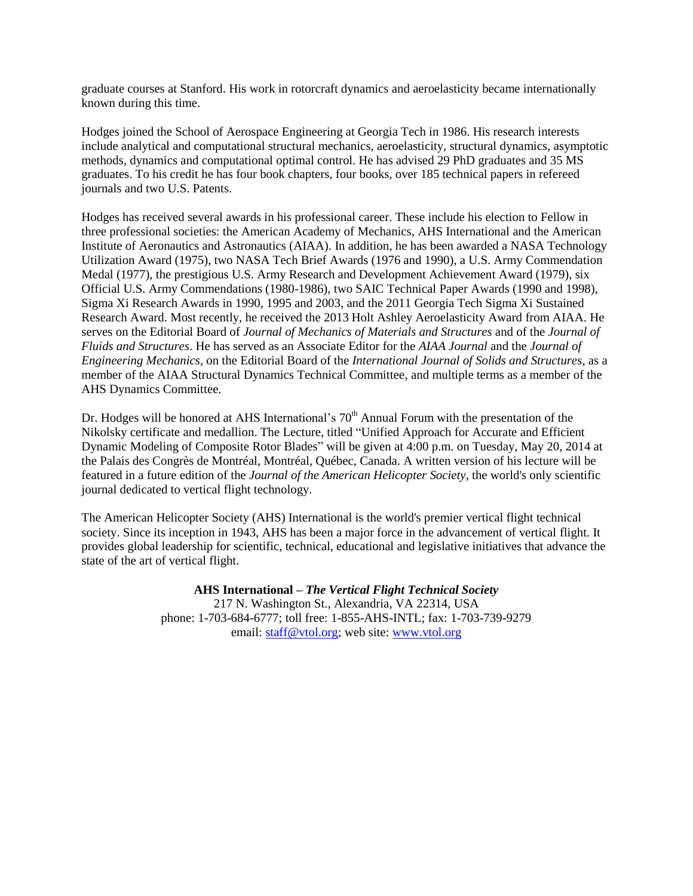graduate courses at Stanford. His work in rotorcraft dynamics and aeroelasticity became internationally known during this time.

Hodges joined the School of Aerospace Engineering at Georgia Tech in 1986. His research interests include analytical and computational structural mechanics, aeroelasticity, structural dynamics, asymptotic methods, dynamics and computational optimal control. He has advised 29 PhD graduates and 35 MS graduates. To his credit he has four book chapters, four books, over 185 technical papers in refereed journals and two U.S. Patents.

Hodges has received several awards in his professional career. These include his election to Fellow in three professional societies: the American Academy of Mechanics, AHS International and the American Institute of Aeronautics and Astronautics (AIAA). In addition, he has been awarded a NASA Technology Utilization Award (1975), two NASA Tech Brief Awards (1976 and 1990), a U.S. Army Commendation Medal (1977), the prestigious U.S. Army Research and Development Achievement Award (1979), six Official U.S. Army Commendations (1980-1986), two SAIC Technical Paper Awards (1990 and 1998), Sigma Xi Research Awards in 1990, 1995 and 2003, and the 2011 Georgia Tech Sigma Xi Sustained Research Award. Most recently, he received the 2013 Holt Ashley Aeroelasticity Award from AIAA. He serves on the Editorial Board of *Journal of Mechanics of Materials and Structures* and of the *Journal of Fluids and Structures*. He has served as an Associate Editor for the *AIAA Journal* and the *Journal of Engineering Mechanics*, on the Editorial Board of the *International Journal of Solids and Structures*, as a member of the AIAA Structural Dynamics Technical Committee, and multiple terms as a member of the AHS Dynamics Committee.

Dr. Hodges will be honored at AHS International's 70th Annual Forum with the presentation of the Nikolsky certificate and medallion. The Lecture, titled "Unified Approach for Accurate and Efficient Dynamic Modeling of Composite Rotor Blades" will be given at 4:00 p.m. on Tuesday, May 20, 2014 at the Palais des Congrès de Montréal, Montréal, Québec, Canada. A written version of his lecture will be featured in a future edition of the *Journal of the American Helicopter Society*, the world's only scientific journal dedicated to vertical flight technology.

The American Helicopter Society (AHS) International is the world's premier vertical flight technical society. Since its inception in 1943, AHS has been a major force in the advancement of vertical flight. It provides global leadership for scientific, technical, educational and legislative initiatives that advance the state of the art of vertical flight.

**AHS International – *The Vertical Flight Technical Society***
217 N. Washington St., Alexandria, VA 22314, USA
phone: 1-703-684-6777; toll free: 1-855-AHS-INTL; fax: 1-703-739-9279
email: staff@vtol.org; web site: www.vtol.org